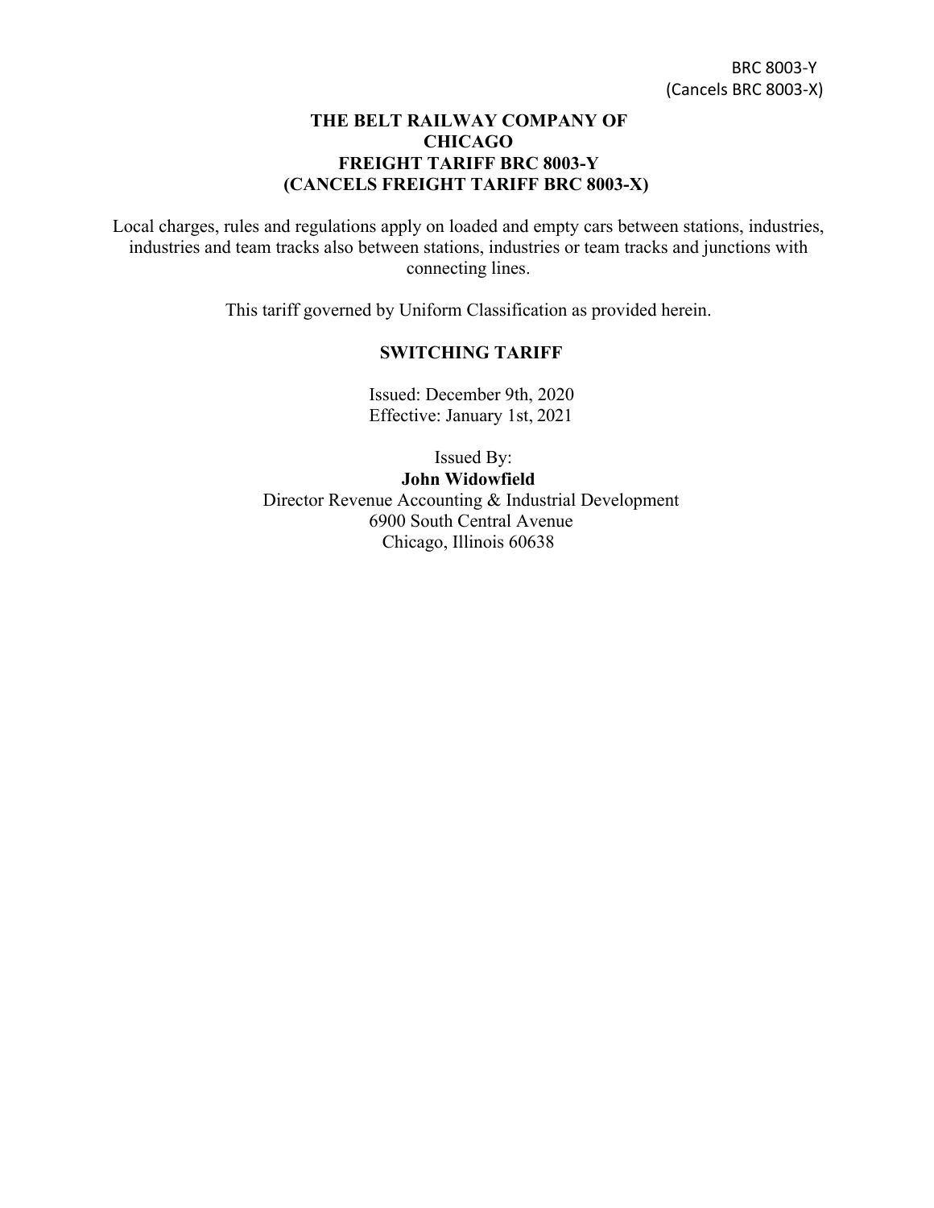BRC 8003-Y
(Cancels BRC 8003-X)

# THE BELT RAILWAY COMPANY OF CHICAGO
# FREIGHT TARIFF BRC 8003-Y
# (CANCELS FREIGHT TARIFF BRC 8003-X)

Local charges, rules and regulations apply on loaded and empty cars between stations, industries, industries and team tracks also between stations, industries or team tracks and junctions with connecting lines.

This tariff governed by Uniform Classification as provided herein.

## SWITCHING TARIFF

Issued: December 9th, 2020
Effective: January 1st, 2021

Issued By:
**John Widowfield**
Director Revenue Accounting & Industrial Development
6900 South Central Avenue
Chicago, Illinois 60638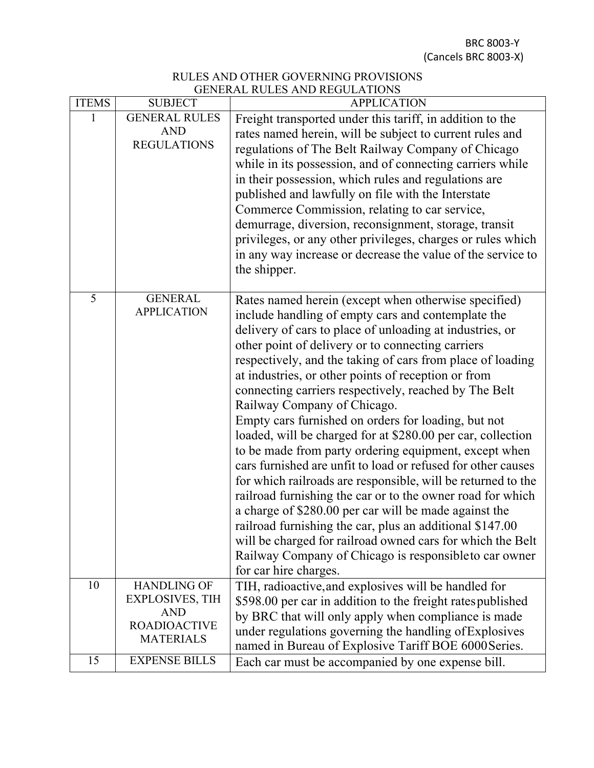BRC 8003-Y
(Cancels BRC 8003-X)

## RULES AND OTHER GOVERNING PROVISIONS
## GENERAL RULES AND REGULATIONS

| ITEMS | SUBJECT | APPLICATION |
|---|---|---|
| 1 | GENERAL RULES AND REGULATIONS | Freight transported under this tariff, in addition to the rates named herein, will be subject to current rules and regulations of The Belt Railway Company of Chicago while in its possession, and of connecting carriers while in their possession, which rules and regulations are published and lawfully on file with the Interstate Commerce Commission, relating to car service, demurrage, diversion, reconsignment, storage, transit privileges, or any other privileges, charges or rules which in any way increase or decrease the value of the service to the shipper. |
| 5 | GENERAL APPLICATION | Rates named herein (except when otherwise specified) include handling of empty cars and contemplate the delivery of cars to place of unloading at industries, or other point of delivery or to connecting carriers respectively, and the taking of cars from place of loading at industries, or other points of reception or from connecting carriers respectively, reached by The Belt Railway Company of Chicago.<br>Empty cars furnished on orders for loading, but not loaded, will be charged for at $280.00 per car, collection to be made from party ordering equipment, except when cars furnished are unfit to load or refused for other causes for which railroads are responsible, will be returned to the railroad furnishing the car or to the owner road for which a charge of $280.00 per car will be made against the railroad furnishing the car, plus an additional $147.00 will be charged for railroad owned cars for which the Belt Railway Company of Chicago is responsible to car owner for car hire charges. |
| 10 | HANDLING OF EXPLOSIVES, TIH AND ROADIOACTIVE MATERIALS | TIH, radioactive, and explosives will be handled for $598.00 per car in addition to the freight rates published by BRC that will only apply when compliance is made under regulations governing the handling of Explosives named in Bureau of Explosive Tariff BOE 6000 Series. |
| 15 | EXPENSE BILLS | Each car must be accompanied by one expense bill. |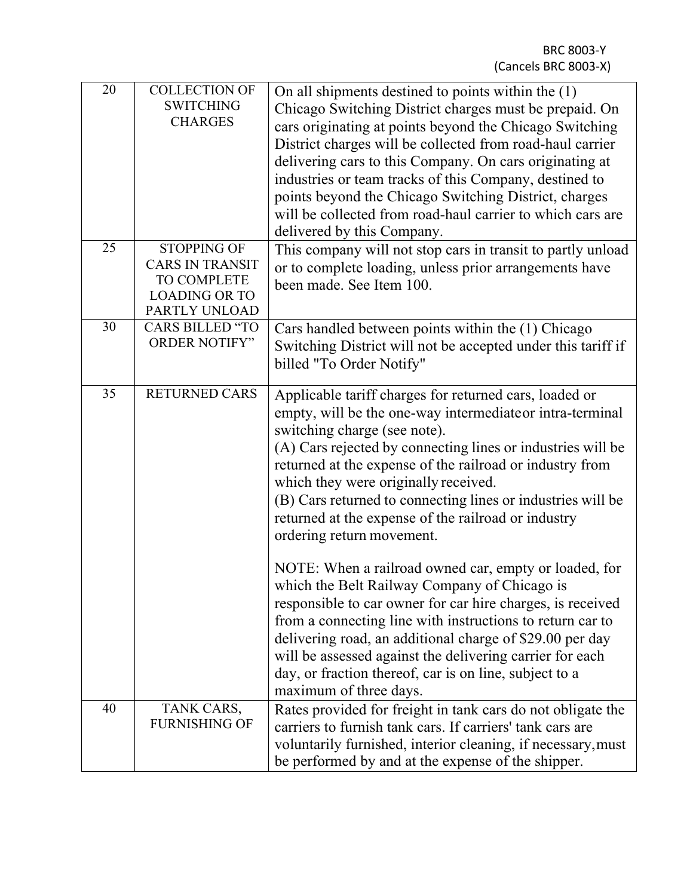BRC 8003-Y
(Cancels BRC 8003-X)

| | | |
|---|---|---|
| 20 | COLLECTION OF SWITCHING CHARGES | On all shipments destined to points within the (1) Chicago Switching District charges must be prepaid. On cars originating at points beyond the Chicago Switching District charges will be collected from road-haul carrier delivering cars to this Company. On cars originating at industries or team tracks of this Company, destined to points beyond the Chicago Switching District, charges will be collected from road-haul carrier to which cars are delivered by this Company. |
| 25 | STOPPING OF CARS IN TRANSIT TO COMPLETE LOADING OR TO PARTLY UNLOAD | This company will not stop cars in transit to partly unload or to complete loading, unless prior arrangements have been made. See Item 100. |
| 30 | CARS BILLED "TO ORDER NOTIFY" | Cars handled between points within the (1) Chicago Switching District will not be accepted under this tariff if billed "To Order Notify" |
| 35 | RETURNED CARS | Applicable tariff charges for returned cars, loaded or empty, will be the one-way intermediate or intra-terminal switching charge (see note).<br>(A) Cars rejected by connecting lines or industries will be returned at the expense of the railroad or industry from which they were originally received.<br>(B) Cars returned to connecting lines or industries will be returned at the expense of the railroad or industry ordering return movement.<br><br>NOTE: When a railroad owned car, empty or loaded, for which the Belt Railway Company of Chicago is responsible to car owner for car hire charges, is received from a connecting line with instructions to return car to delivering road, an additional charge of $29.00 per day will be assessed against the delivering carrier for each day, or fraction thereof, car is on line, subject to a maximum of three days. |
| 40 | TANK CARS, FURNISHING OF | Rates provided for freight in tank cars do not obligate the carriers to furnish tank cars. If carriers' tank cars are voluntarily furnished, interior cleaning, if necessary, must be performed by and at the expense of the shipper. |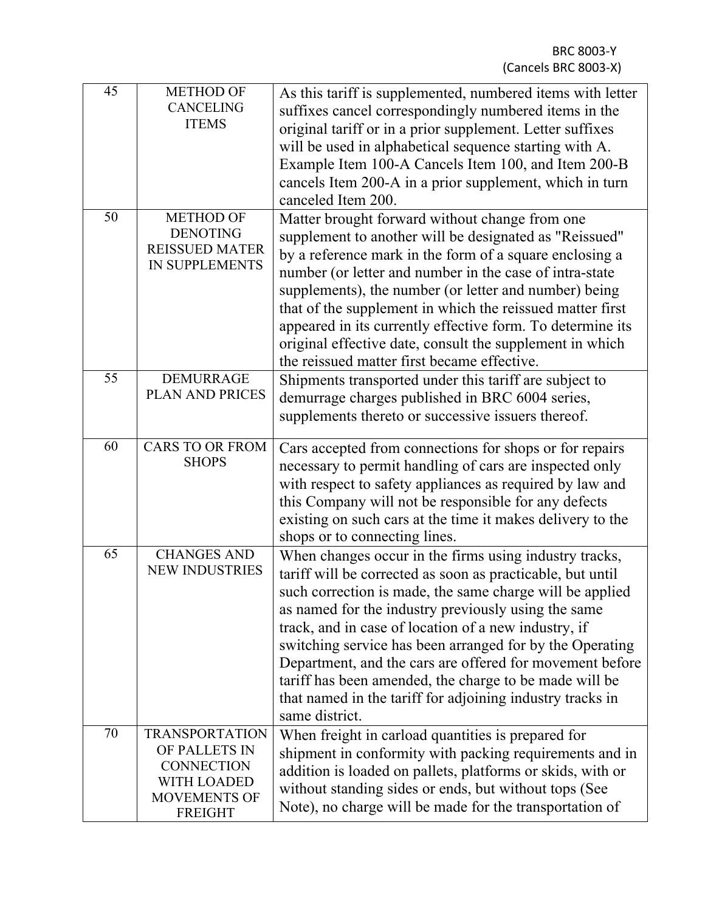BRC 8003-Y
(Cancels BRC 8003-X)

| | | |
|---|---|---|
| 45 | METHOD OF CANCELING ITEMS | As this tariff is supplemented, numbered items with letter suffixes cancel correspondingly numbered items in the original tariff or in a prior supplement. Letter suffixes will be used in alphabetical sequence starting with A. Example Item 100-A Cancels Item 100, and Item 200-B cancels Item 200-A in a prior supplement, which in turn canceled Item 200. |
| 50 | METHOD OF DENOTING REISSUED MATER IN SUPPLEMENTS | Matter brought forward without change from one supplement to another will be designated as "Reissued" by a reference mark in the form of a square enclosing a number (or letter and number in the case of intra-state supplements), the number (or letter and number) being that of the supplement in which the reissued matter first appeared in its currently effective form. To determine its original effective date, consult the supplement in which the reissued matter first became effective. |
| 55 | DEMURRAGE PLAN AND PRICES | Shipments transported under this tariff are subject to demurrage charges published in BRC 6004 series, supplements thereto or successive issuers thereof. |
| 60 | CARS TO OR FROM SHOPS | Cars accepted from connections for shops or for repairs necessary to permit handling of cars are inspected only with respect to safety appliances as required by law and this Company will not be responsible for any defects existing on such cars at the time it makes delivery to the shops or to connecting lines. |
| 65 | CHANGES AND NEW INDUSTRIES | When changes occur in the firms using industry tracks, tariff will be corrected as soon as practicable, but until such correction is made, the same charge will be applied as named for the industry previously using the same track, and in case of location of a new industry, if switching service has been arranged for by the Operating Department, and the cars are offered for movement before tariff has been amended, the charge to be made will be that named in the tariff for adjoining industry tracks in same district. |
| 70 | TRANSPORTATION OF PALLETS IN CONNECTION WITH LOADED MOVEMENTS OF FREIGHT | When freight in carload quantities is prepared for shipment in conformity with packing requirements and in addition is loaded on pallets, platforms or skids, with or without standing sides or ends, but without tops (See Note), no charge will be made for the transportation of |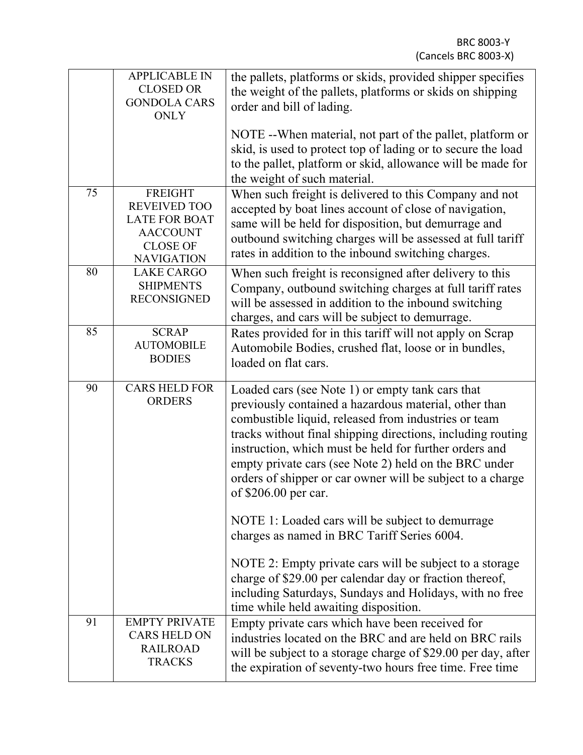| | | |
|---|---|---|
| | APPLICABLE IN CLOSED OR GONDOLA CARS ONLY | the pallets, platforms or skids, provided shipper specifies the weight of the pallets, platforms or skids on shipping order and bill of lading.<br><br>NOTE --When material, not part of the pallet, platform or skid, is used to protect top of lading or to secure the load to the pallet, platform or skid, allowance will be made for the weight of such material. |
| 75 | FREIGHT REVEIVED TOO LATE FOR BOAT AACCOUNT CLOSE OF NAVIGATION | When such freight is delivered to this Company and not accepted by boat lines account of close of navigation, same will be held for disposition, but demurrage and outbound switching charges will be assessed at full tariff rates in addition to the inbound switching charges. |
| 80 | LAKE CARGO SHIPMENTS RECONSIGNED | When such freight is reconsigned after delivery to this Company, outbound switching charges at full tariff rates will be assessed in addition to the inbound switching charges, and cars will be subject to demurrage. |
| 85 | SCRAP AUTOMOBILE BODIES | Rates provided for in this tariff will not apply on Scrap Automobile Bodies, crushed flat, loose or in bundles, loaded on flat cars. |
| 90 | CARS HELD FOR ORDERS | Loaded cars (see Note 1) or empty tank cars that previously contained a hazardous material, other than combustible liquid, released from industries or team tracks without final shipping directions, including routing instruction, which must be held for further orders and empty private cars (see Note 2) held on the BRC under orders of shipper or car owner will be subject to a charge of $206.00 per car.<br><br>NOTE 1: Loaded cars will be subject to demurrage charges as named in BRC Tariff Series 6004.<br><br>NOTE 2: Empty private cars will be subject to a storage charge of $29.00 per calendar day or fraction thereof, including Saturdays, Sundays and Holidays, with no free time while held awaiting disposition. |
| 91 | EMPTY PRIVATE CARS HELD ON RAILROAD TRACKS | Empty private cars which have been received for industries located on the BRC and are held on BRC rails will be subject to a storage charge of $29.00 per day, after the expiration of seventy-two hours free time. Free time |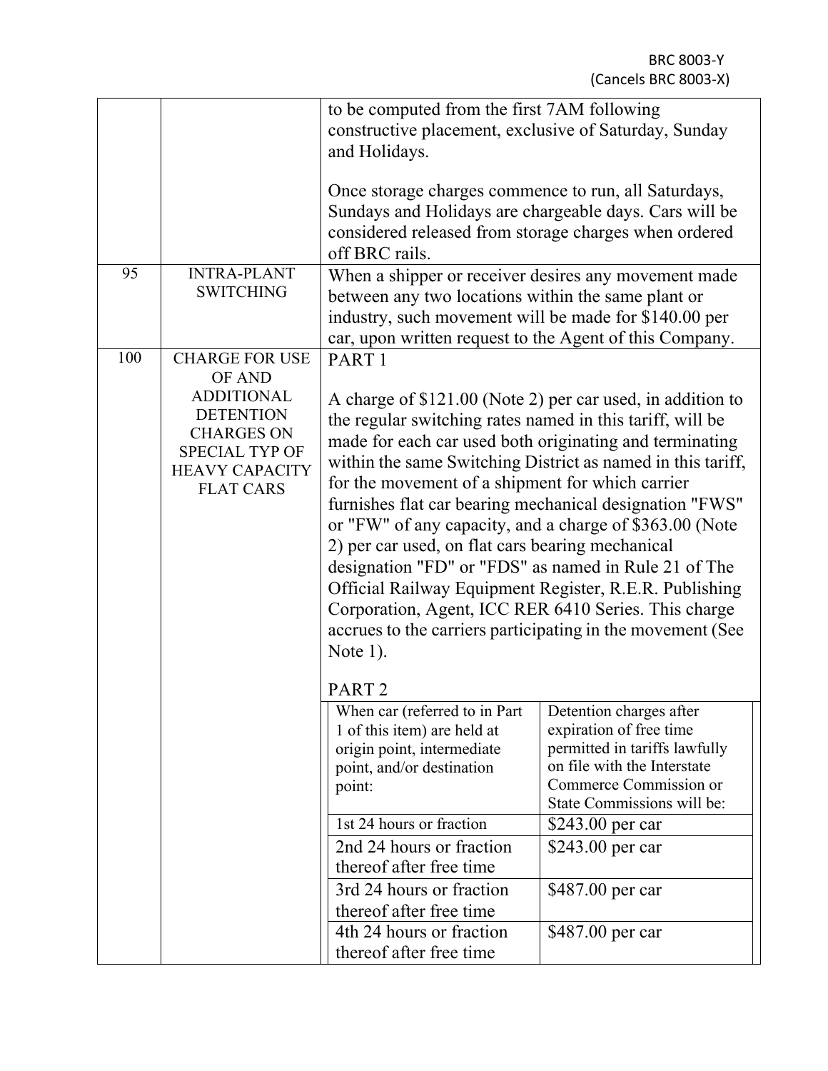BRC 8003-Y
(Cancels BRC 8003-X)

| Item | Subject | Provisions |
|---|---|---|
| | | to be computed from the first 7AM following constructive placement, exclusive of Saturday, Sunday and Holidays.<br><br>Once storage charges commence to run, all Saturdays, Sundays and Holidays are chargeable days. Cars will be considered released from storage charges when ordered off BRC rails. |
| 95 | INTRA-PLANT SWITCHING | When a shipper or receiver desires any movement made between any two locations within the same plant or industry, such movement will be made for $140.00 per car, upon written request to the Agent of this Company. |
| 100 | CHARGE FOR USE OF AND ADDITIONAL DETENTION CHARGES ON SPECIAL TYP OF HEAVY CAPACITY FLAT CARS | PART 1<br><br>A charge of $121.00 (Note 2) per car used, in addition to the regular switching rates named in this tariff, will be made for each car used both originating and terminating within the same Switching District as named in this tariff, for the movement of a shipment for which carrier furnishes flat car bearing mechanical designation "FWS" or "FW" of any capacity, and a charge of $363.00 (Note 2) per car used, on flat cars bearing mechanical designation "FD" or "FDS" as named in Rule 21 of The Official Railway Equipment Register, R.E.R. Publishing Corporation, Agent, ICC RER 6410 Series. This charge accrues to the carriers participating in the movement (See Note 1).<br><br>PART 2 |

| When car (referred to in Part 1 of this item) are held at origin point, intermediate point, and/or destination point: | Detention charges after expiration of free time permitted in tariffs lawfully on file with the Interstate Commerce Commission or State Commissions will be: |
|---|---|
| 1st 24 hours or fraction | $243.00 per car |
| 2nd 24 hours or fraction thereof after free time | $243.00 per car |
| 3rd 24 hours or fraction thereof after free time | $487.00 per car |
| 4th 24 hours or fraction thereof after free time | $487.00 per car |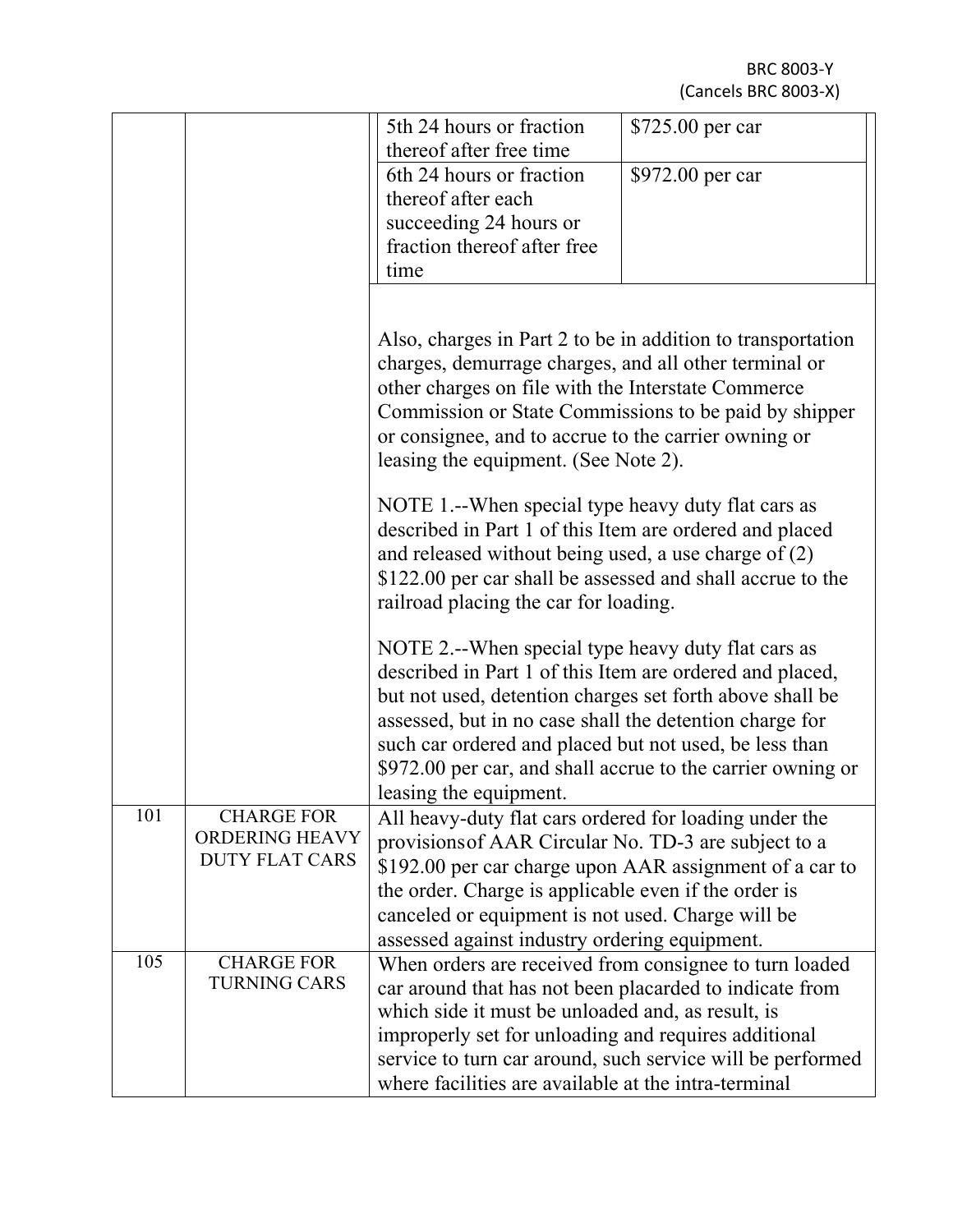BRC 8003-Y
(Cancels BRC 8003-X)

| | | | |
|---|---|---|---|
| | | 5th 24 hours or fraction thereof after free time | $725.00 per car |
| | | 6th 24 hours or fraction thereof after each succeeding 24 hours or fraction thereof after free time | $972.00 per car |
| | | Also, charges in Part 2 to be in addition to transportation charges, demurrage charges, and all other terminal or other charges on file with the Interstate Commerce Commission or State Commissions to be paid by shipper or consignee, and to accrue to the carrier owning or leasing the equipment. (See Note 2).<br><br>NOTE 1.--When special type heavy duty flat cars as described in Part 1 of this Item are ordered and placed and released without being used, a use charge of (2) $122.00 per car shall be assessed and shall accrue to the railroad placing the car for loading.<br><br>NOTE 2.--When special type heavy duty flat cars as described in Part 1 of this Item are ordered and placed, but not used, detention charges set forth above shall be assessed, but in no case shall the detention charge for such car ordered and placed but not used, be less than $972.00 per car, and shall accrue to the carrier owning or leasing the equipment. | |
| 101 | CHARGE FOR ORDERING HEAVY DUTY FLAT CARS | All heavy-duty flat cars ordered for loading under the provisionsof AAR Circular No. TD-3 are subject to a $192.00 per car charge upon AAR assignment of a car to the order. Charge is applicable even if the order is canceled or equipment is not used. Charge will be assessed against industry ordering equipment. | |
| 105 | CHARGE FOR TURNING CARS | When orders are received from consignee to turn loaded car around that has not been placarded to indicate from which side it must be unloaded and, as result, is improperly set for unloading and requires additional service to turn car around, such service will be performed where facilities are available at the intra-terminal | |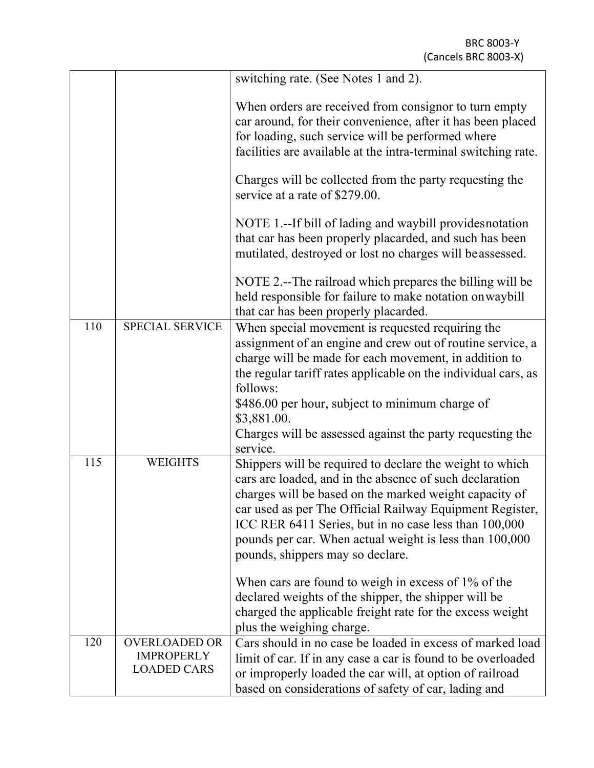| | | |
|---|---|---|
| | | switching rate. (See Notes 1 and 2).<br><br>When orders are received from consignor to turn empty car around, for their convenience, after it has been placed for loading, such service will be performed where facilities are available at the intra-terminal switching rate.<br><br>Charges will be collected from the party requesting the service at a rate of $279.00.<br><br>NOTE 1.--If bill of lading and waybill provides notation that car has been properly placarded, and such has been mutilated, destroyed or lost no charges will be assessed.<br><br>NOTE 2.--The railroad which prepares the billing will be held responsible for failure to make notation on waybill that car has been properly placarded. |
| 110 | SPECIAL SERVICE | When special movement is requested requiring the assignment of an engine and crew out of routine service, a charge will be made for each movement, in addition to the regular tariff rates applicable on the individual cars, as follows:<br>$486.00 per hour, subject to minimum charge of $3,881.00.<br>Charges will be assessed against the party requesting the service. |
| 115 | WEIGHTS | Shippers will be required to declare the weight to which cars are loaded, and in the absence of such declaration charges will be based on the marked weight capacity of car used as per The Official Railway Equipment Register, ICC RER 6411 Series, but in no case less than 100,000 pounds per car. When actual weight is less than 100,000 pounds, shippers may so declare.<br><br>When cars are found to weigh in excess of 1% of the declared weights of the shipper, the shipper will be charged the applicable freight rate for the excess weight plus the weighing charge. |
| 120 | OVERLOADED OR IMPROPERLY LOADED CARS | Cars should in no case be loaded in excess of marked load limit of car. If in any case a car is found to be overloaded or improperly loaded the car will, at option of railroad based on considerations of safety of car, lading and |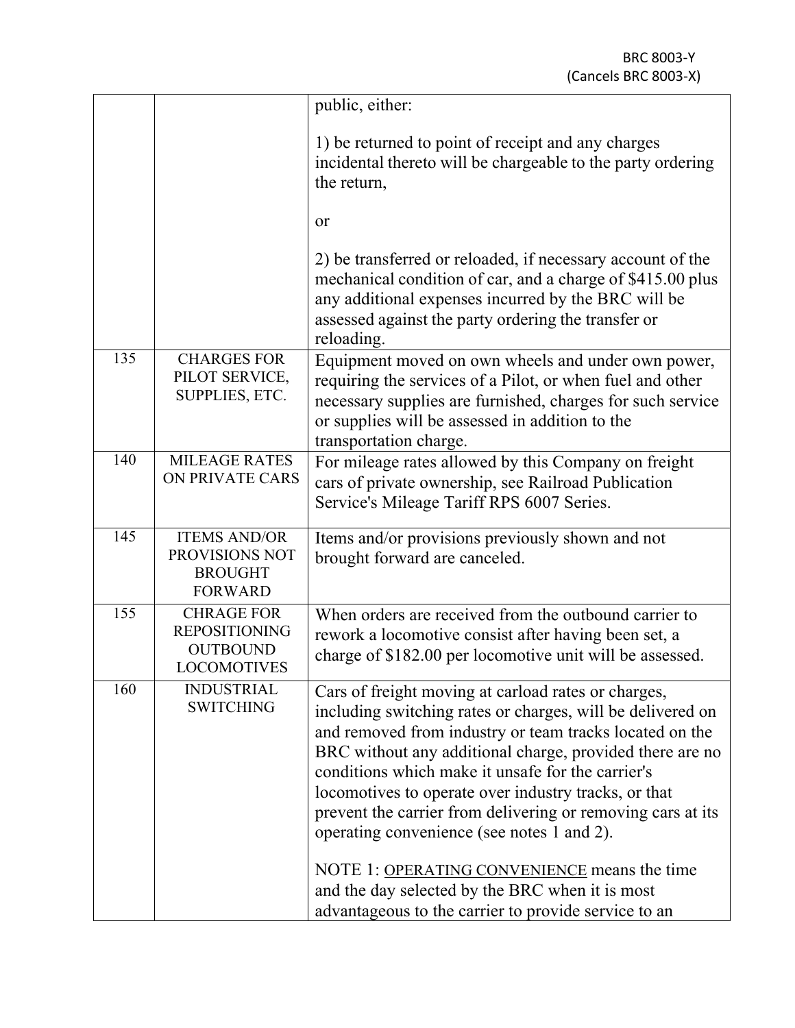| | | |
|---|---|---|
| | | public, either:<br><br>1) be returned to point of receipt and any charges incidental thereto will be chargeable to the party ordering the return,<br><br>or<br><br>2) be transferred or reloaded, if necessary account of the mechanical condition of car, and a charge of $415.00 plus any additional expenses incurred by the BRC will be assessed against the party ordering the transfer or reloading. |
| 135 | CHARGES FOR PILOT SERVICE, SUPPLIES, ETC. | Equipment moved on own wheels and under own power, requiring the services of a Pilot, or when fuel and other necessary supplies are furnished, charges for such service or supplies will be assessed in addition to the transportation charge. |
| 140 | MILEAGE RATES ON PRIVATE CARS | For mileage rates allowed by this Company on freight cars of private ownership, see Railroad Publication Service's Mileage Tariff RPS 6007 Series. |
| 145 | ITEMS AND/OR PROVISIONS NOT BROUGHT FORWARD | Items and/or provisions previously shown and not brought forward are canceled. |
| 155 | CHRAGE FOR REPOSITIONING OUTBOUND LOCOMOTIVES | When orders are received from the outbound carrier to rework a locomotive consist after having been set, a charge of $182.00 per locomotive unit will be assessed. |
| 160 | INDUSTRIAL SWITCHING | Cars of freight moving at carload rates or charges, including switching rates or charges, will be delivered on and removed from industry or team tracks located on the BRC without any additional charge, provided there are no conditions which make it unsafe for the carrier's locomotives to operate over industry tracks, or that prevent the carrier from delivering or removing cars at its operating convenience (see notes 1 and 2).<br><br>NOTE 1: <u>OPERATING CONVENIENCE</u> means the time and the day selected by the BRC when it is most advantageous to the carrier to provide service to an |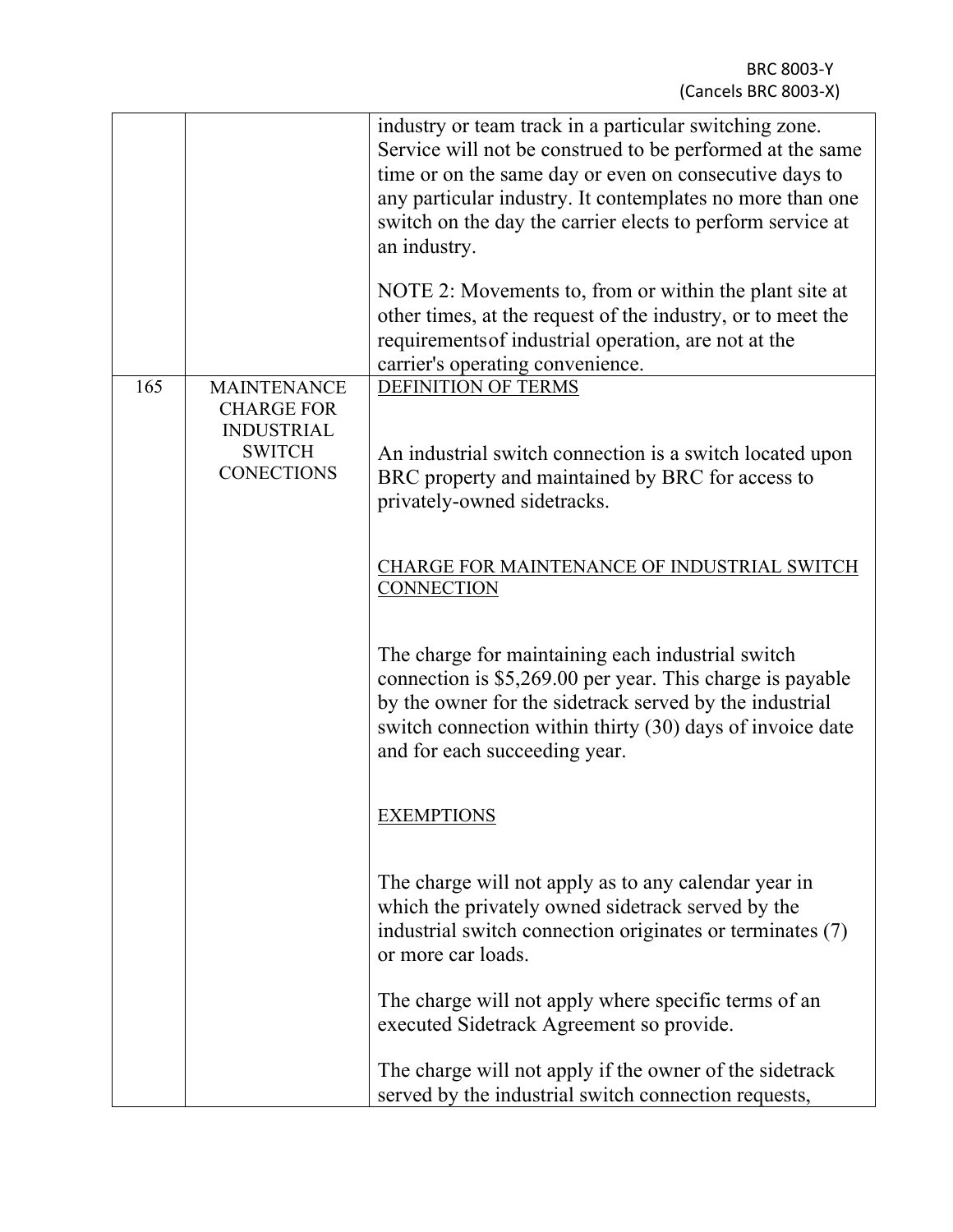| | | |
|---|---|---|
| | | industry or team track in a particular switching zone. Service will not be construed to be performed at the same time or on the same day or even on consecutive days to any particular industry. It contemplates no more than one switch on the day the carrier elects to perform service at an industry.<br><br>NOTE 2: Movements to, from or within the plant site at other times, at the request of the industry, or to meet the requirementsof industrial operation, are not at the carrier's operating convenience. |
| 165 | MAINTENANCE CHARGE FOR INDUSTRIAL SWITCH CONECTIONS | <u>DEFINITION OF TERMS</u><br><br>An industrial switch connection is a switch located upon BRC property and maintained by BRC for access to privately-owned sidetracks.<br><br><u>CHARGE FOR MAINTENANCE OF INDUSTRIAL SWITCH CONNECTION</u><br><br>The charge for maintaining each industrial switch connection is $5,269.00 per year. This charge is payable by the owner for the sidetrack served by the industrial switch connection within thirty (30) days of invoice date and for each succeeding year.<br><br><u>EXEMPTIONS</u><br><br>The charge will not apply as to any calendar year in which the privately owned sidetrack served by the industrial switch connection originates or terminates (7) or more car loads.<br><br>The charge will not apply where specific terms of an executed Sidetrack Agreement so provide.<br><br>The charge will not apply if the owner of the sidetrack served by the industrial switch connection requests, |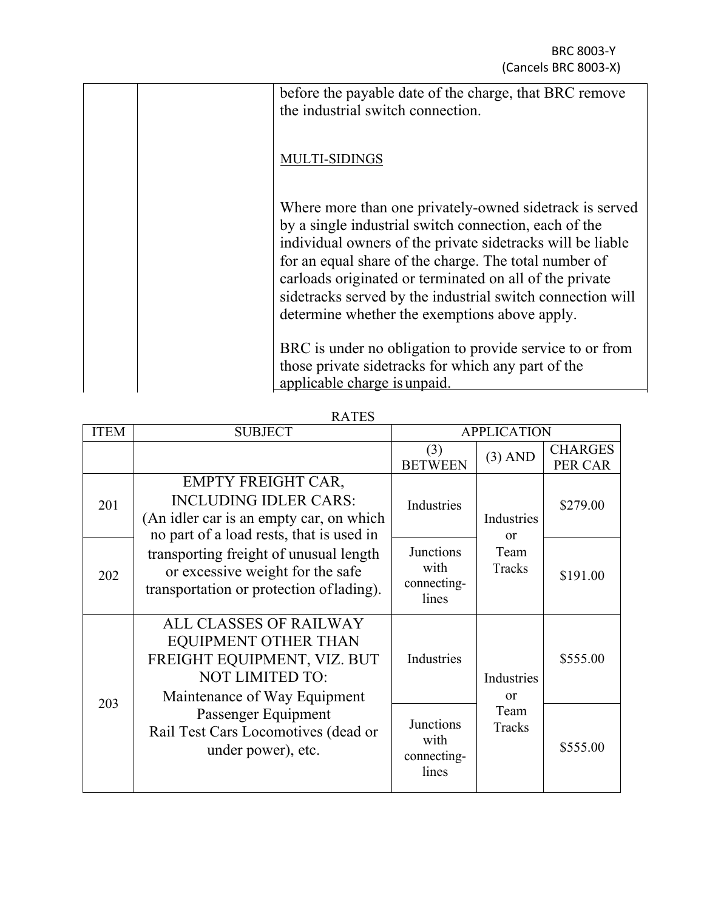before the payable date of the charge, that BRC remove the industrial switch connection.

MULTI-SIDINGS

Where more than one privately-owned sidetrack is served by a single industrial switch connection, each of the individual owners of the private sidetracks will be liable for an equal share of the charge. The total number of carloads originated or terminated on all of the private sidetracks served by the industrial switch connection will determine whether the exemptions above apply.

BRC is under no obligation to provide service to or from those private sidetracks for which any part of the applicable charge is unpaid.

RATES

| ITEM | SUBJECT | APPLICATION | | |
|---|---|---|---|---|
| | | (3) BETWEEN | (3) AND | CHARGES PER CAR |
| 201 | EMPTY FREIGHT CAR, INCLUDING IDLER CARS: (An idler car is an empty car, on which no part of a load rests, that is used in transporting freight of unusual length or excessive weight for the safe transportation or protection of lading). | Industries | Industries or Team Tracks | $279.00 |
| 202 | | Junctions with connecting-lines | | $191.00 |
| 203 | ALL CLASSES OF RAILWAY EQUIPMENT OTHER THAN FREIGHT EQUIPMENT, VIZ. BUT NOT LIMITED TO: Maintenance of Way Equipment Passenger Equipment Rail Test Cars Locomotives (dead or under power), etc. | Industries | Industries or Team Tracks | $555.00 |
| | | Junctions with connecting-lines | | $555.00 |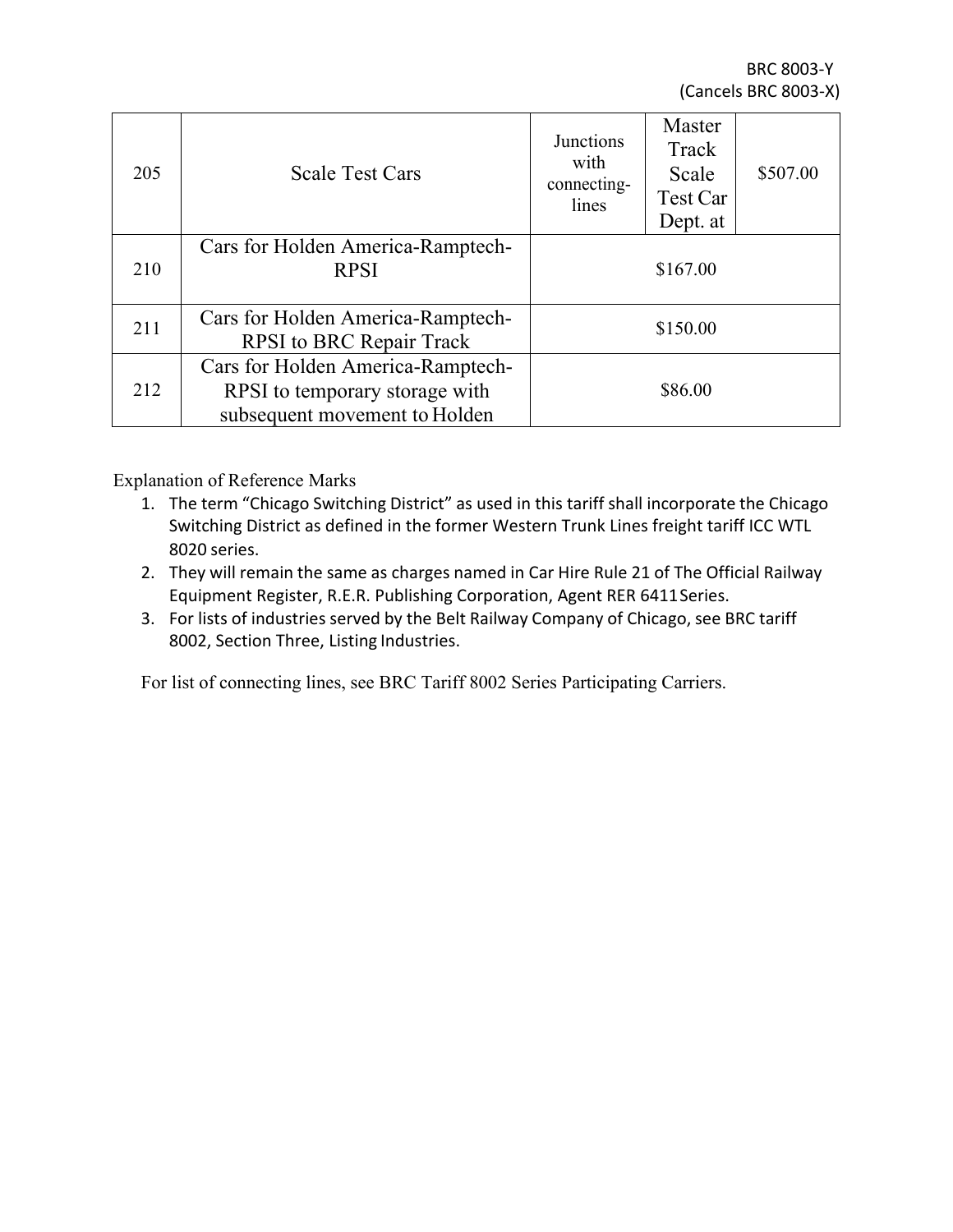BRC 8003-Y
(Cancels BRC 8003-X)

| | | | | |
|---|---|---|---|---|
| 205 | Scale Test Cars | Junctions with connecting-lines | Master Track Scale Test Car Dept. at | $507.00 |
| 210 | Cars for Holden America-Ramptech-RPSI | $167.00 | | |
| 211 | Cars for Holden America-Ramptech-RPSI to BRC Repair Track | $150.00 | | |
| 212 | Cars for Holden America-Ramptech-RPSI to temporary storage with subsequent movement to Holden | $86.00 | | |

Explanation of Reference Marks

1. The term "Chicago Switching District" as used in this tariff shall incorporate the Chicago Switching District as defined in the former Western Trunk Lines freight tariff ICC WTL 8020 series.
2. They will remain the same as charges named in Car Hire Rule 21 of The Official Railway Equipment Register, R.E.R. Publishing Corporation, Agent RER 6411 Series.
3. For lists of industries served by the Belt Railway Company of Chicago, see BRC tariff 8002, Section Three, Listing Industries.

For list of connecting lines, see BRC Tariff 8002 Series Participating Carriers.